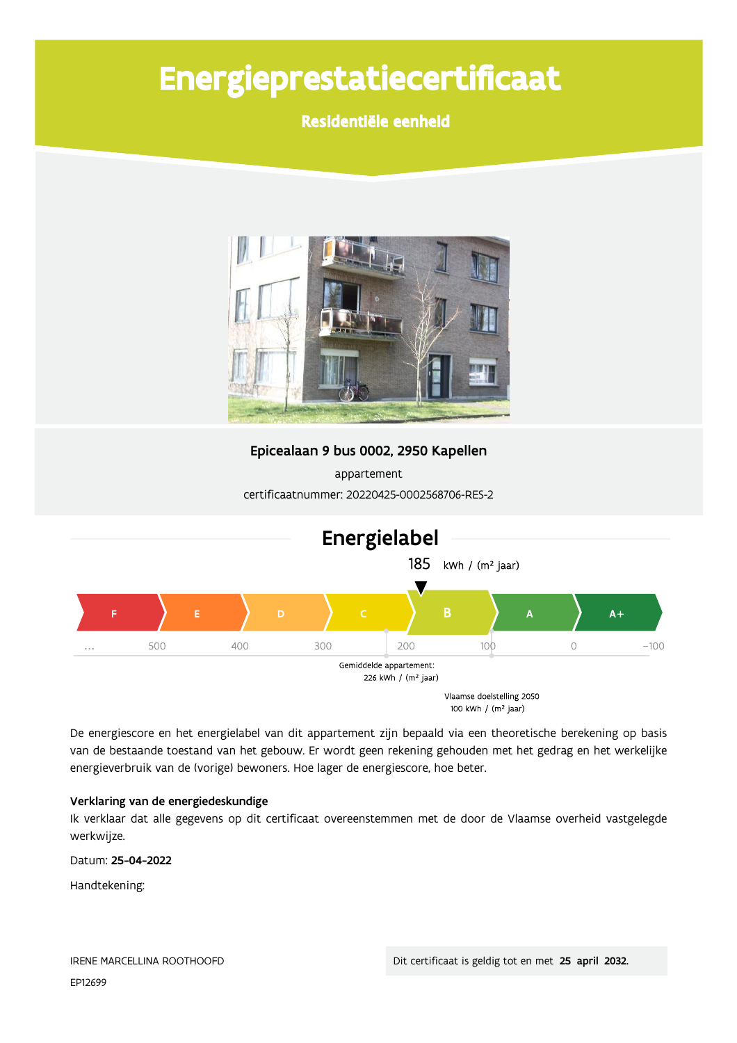# Energieprestatiecertificaat

## Residentiële eenheid

**Epicealaan 9 bus 0002, 2950 Kapellen**

appartement

certificaatnummer: 20220425-0002568706-RES-2

## Energielabel

185 kWh / (m² jaar)

F | E | D | C | **B** | A | A+

... 500 400 300 200 100 0 -100

Gemiddelde appartement:
226 kWh / (m² jaar)

Vlaamse doelstelling 2050
100 kWh / (m² jaar)

De energiescore en het energielabel van dit appartement zijn bepaald via een theoretische berekening op basis van de bestaande toestand van het gebouw. Er wordt geen rekening gehouden met het gedrag en het werkelijke energieverbruik van de (vorige) bewoners. Hoe lager de energiescore, hoe beter.

**Verklaring van de energiedeskundige**

Ik verklaar dat alle gegevens op dit certificaat overeenstemmen met de door de Vlaamse overheid vastgelegde werkwijze.

Datum: **25-04-2022**

Handtekening:

IRENE MARCELLINA ROOTHOOFD

EP12699

Dit certificaat is geldig tot en met **25 april 2032.**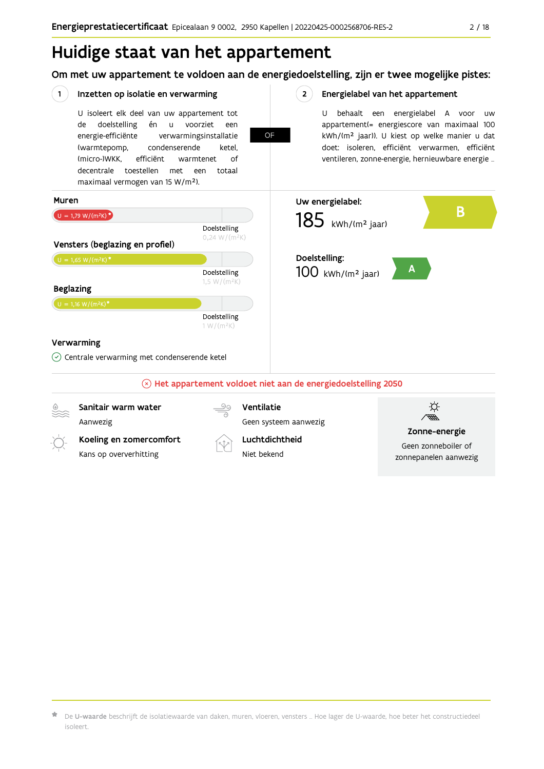# Huidige staat van het appartement

## Om met uw appartement te voldoen aan de energiedoelstelling, zijn er twee mogelijke pistes:

### 1 Inzetten op isolatie en verwarming

U isoleert elk deel van uw appartement tot de doelstelling én u voorziet een energie-efficiënte verwarmingsinstallatie (warmtepomp, condenserende ketel, (micro-)WKK, efficiënt warmtenet of decentrale toestellen met een totaal maximaal vermogen van 15 W/m²).

**OF**

### 2 Energielabel van het appartement

U behaalt een energielabel A voor uw appartement(= energiescore van maximaal 100 kWh/(m² jaar)). U kiest op welke manier u dat doet: isoleren, efficiënt verwarmen, efficiënt ventileren, zonne-energie, hernieuwbare energie ...

**Muren**

U = 1,79 W/(m²K) *

Doelstelling 0,24 W/(m²K)

**Vensters (beglazing en profiel)**

U = 1,65 W/(m²K) *

Doelstelling 1,5 W/(m²K)

**Beglazing**

U = 1,16 W/(m²K) *

Doelstelling 1 W/(m²K)

**Verwarming**

Centrale verwarming met condenserende ketel

**Uw energielabel:**

185 kWh/(m² jaar) — B

**Doelstelling:**

100 kWh/(m² jaar) — A

Het appartement voldoet niet aan de energiedoelstelling 2050

**Sanitair warm water**

Aanwezig

**Koeling en zomercomfort**

Kans op oververhitting

**Ventilatie**

Geen systeem aanwezig

**Luchtdichtheid**

Niet bekend

**Zonne-energie**

Geen zonneboiler of zonnepanelen aanwezig

* De **U-waarde** beschrijft de isolatiewaarde van daken, muren, vloeren, vensters ... Hoe lager de U-waarde, hoe beter het constructiedeel isoleert.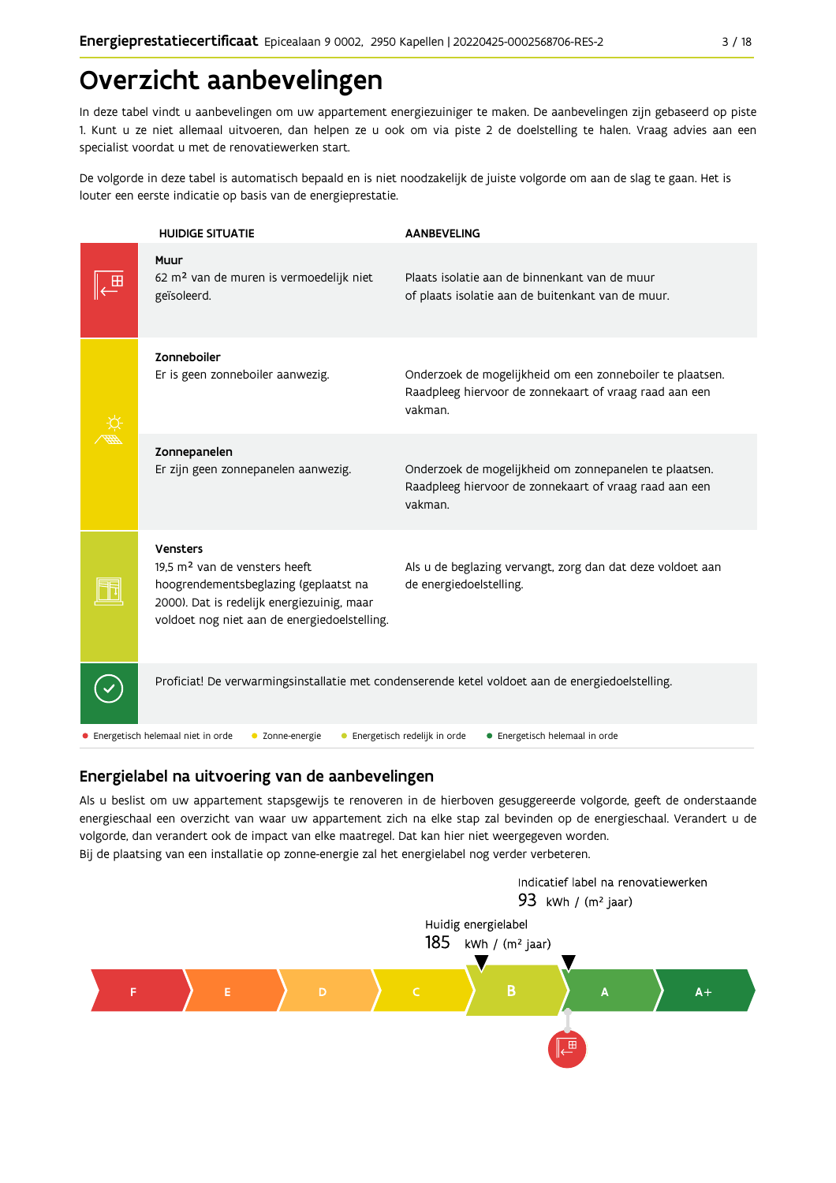# Overzicht aanbevelingen

In deze tabel vindt u aanbevelingen om uw appartement energiezuiniger te maken. De aanbevelingen zijn gebaseerd op piste 1. Kunt u ze niet allemaal uitvoeren, dan helpen ze u ook om via piste 2 de doelstelling te halen. Vraag advies aan een specialist voordat u met de renovatiewerken start.

De volgorde in deze tabel is automatisch bepaald en is niet noodzakelijk de juiste volgorde om aan de slag te gaan. Het is louter een eerste indicatie op basis van de energieprestatie.

| HUIDIGE SITUATIE | AANBEVELING |
|---|---|
| **Muur**<br>62 m² van de muren is vermoedelijk niet geïsoleerd. | Plaats isolatie aan de binnenkant van de muur of plaats isolatie aan de buitenkant van de muur. |
| **Zonneboiler**<br>Er is geen zonneboiler aanwezig. | Onderzoek de mogelijkheid om een zonneboiler te plaatsen. Raadpleeg hiervoor de zonnekaart of vraag raad aan een vakman. |
| **Zonnepanelen**<br>Er zijn geen zonnepanelen aanwezig. | Onderzoek de mogelijkheid om zonnepanelen te plaatsen. Raadpleeg hiervoor de zonnekaart of vraag raad aan een vakman. |
| **Vensters**<br>19,5 m² van de vensters heeft hoogrendementsbeglazing (geplaatst na 2000). Dat is redelijk energiezuinig, maar voldoet nog niet aan de energiedoelstelling. | Als u de beglazing vervangt, zorg dan dat deze voldoet aan de energiedoelstelling. |
| Proficiat! De verwarmingsinstallatie met condenserende ketel voldoet aan de energiedoelstelling. | |

● Energetisch helemaal niet in orde ● Zonne-energie ● Energetisch redelijk in orde ● Energetisch helemaal in orde

## Energielabel na uitvoering van de aanbevelingen

Als u beslist om uw appartement stapsgewijs te renoveren in de hierboven gesuggereerde volgorde, geeft de onderstaande energieschaal een overzicht van waar uw appartement zich na elke stap zal bevinden op de energieschaal. Verandert u de volgorde, dan verandert ook de impact van elke maatregel. Dat kan hier niet weergegeven worden.
Bij de plaatsing van een installatie op zonne-energie zal het energielabel nog verder verbeteren.

Indicatief label na renovatiewerken
93 kWh / (m² jaar)

Huidig energielabel
185 kWh / (m² jaar)

F | E | D | C | B | A | A+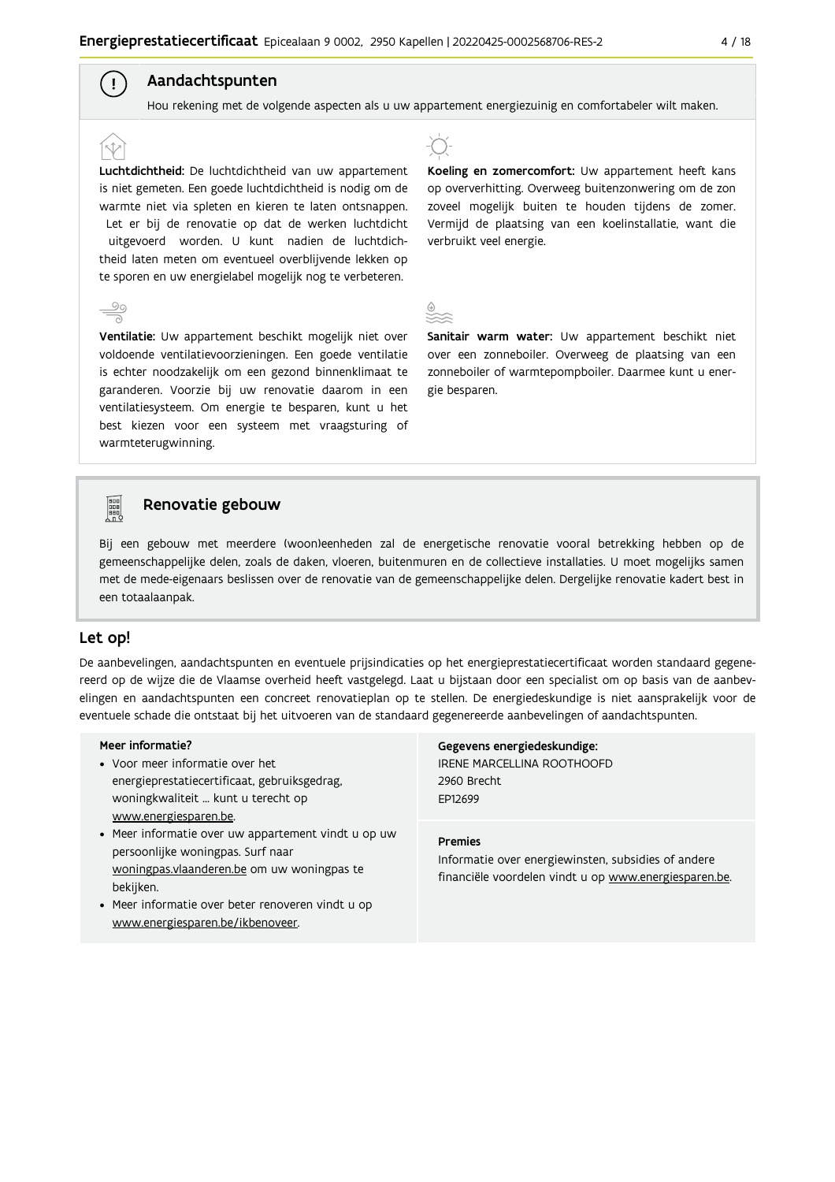## Aandachtspunten

Hou rekening met de volgende aspecten als u uw appartement energiezuinig en comfortabeler wilt maken.

**Luchtdichtheid:** De luchtdichtheid van uw appartement is niet gemeten. Een goede luchtdichtheid is nodig om de warmte niet via spleten en kieren te laten ontsnappen. Let er bij de renovatie op dat de werken luchtdicht uitgevoerd worden. U kunt nadien de luchtdichtheid laten meten om eventueel overblijvende lekken op te sporen en uw energielabel mogelijk nog te verbeteren.

**Ventilatie:** Uw appartement beschikt mogelijk niet over voldoende ventilatievoorzieningen. Een goede ventilatie is echter noodzakelijk om een gezond binnenklimaat te garanderen. Voorzie bij uw renovatie daarom in een ventilatiesysteem. Om energie te besparen, kunt u het best kiezen voor een systeem met vraagsturing of warmteterugwinning.

**Koeling en zomercomfort:** Uw appartement heeft kans op oververhitting. Overweeg buitenzonwering om de zon zoveel mogelijk buiten te houden tijdens de zomer. Vermijd de plaatsing van een koelinstallatie, want die verbruikt veel energie.

**Sanitair warm water:** Uw appartement beschikt niet over een zonneboiler. Overweeg de plaatsing van een zonneboiler of warmtepompboiler. Daarmee kunt u energie besparen.

## Renovatie gebouw

Bij een gebouw met meerdere (woon)eenheden zal de energetische renovatie vooral betrekking hebben op de gemeenschappelijke delen, zoals de daken, vloeren, buitenmuren en de collectieve installaties. U moet mogelijks samen met de mede-eigenaars beslissen over de renovatie van de gemeenschappelijke delen. Dergelijke renovatie kadert best in een totaalaanpak.

## Let op!

De aanbevelingen, aandachtspunten en eventuele prijsindicaties op het energieprestatiecertificaat worden standaard gegenereerd op de wijze die de Vlaamse overheid heeft vastgelegd. Laat u bijstaan door een specialist om op basis van de aanbevelingen en aandachtspunten een concreet renovatieplan op te stellen. De energiedeskundige is niet aansprakelijk voor de eventuele schade die ontstaat bij het uitvoeren van de standaard gegenereerde aanbevelingen of aandachtspunten.

**Meer informatie?**

- Voor meer informatie over het energieprestatiecertificaat, gebruiksgedrag, woningkwaliteit … kunt u terecht op www.energiesparen.be.
- Meer informatie over uw appartement vindt u op uw persoonlijke woningpas. Surf naar woningpas.vlaanderen.be om uw woningpas te bekijken.
- Meer informatie over beter renoveren vindt u op www.energiesparen.be/ikbenoveer.

**Gegevens energiedeskundige:**
IRENE MARCELLINA ROOTHOOFD
2960 Brecht
EP12699

**Premies**
Informatie over energiewinsten, subsidies of andere financiële voordelen vindt u op www.energiesparen.be.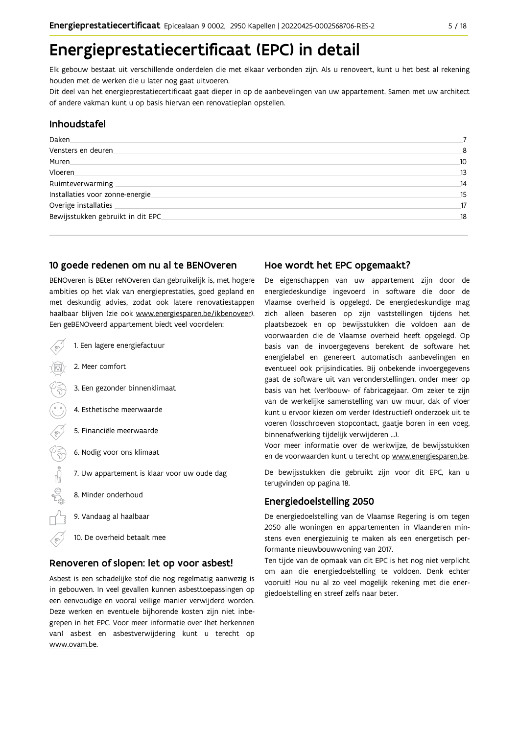# Energieprestatiecertificaat (EPC) in detail

Elk gebouw bestaat uit verschillende onderdelen die met elkaar verbonden zijn. Als u renoveert, kunt u het best al rekening houden met de werken die u later nog gaat uitvoeren.

Dit deel van het energieprestatiecertificaat gaat dieper in op de aanbevelingen van uw appartement. Samen met uw architect of andere vakman kunt u op basis hiervan een renovatieplan opstellen.

## Inhoudstafel

| | |
|---|---|
| Daken | 7 |
| Vensters en deuren | 8 |
| Muren | 10 |
| Vloeren | 13 |
| Ruimteverwarming | 14 |
| Installaties voor zonne-energie | 15 |
| Overige installaties | 17 |
| Bewijsstukken gebruikt in dit EPC | 18 |

## 10 goede redenen om nu al te BENOveren

BENOveren is BEter reNOveren dan gebruikelijk is, met hogere ambities op het vlak van energieprestaties, goed gepland en met deskundig advies, zodat ook latere renovatiestappen haalbaar blijven (zie ook www.energiesparen.be/ikbenoveer). Een geBENOveerd appartement biedt veel voordelen:

1. Een lagere energiefactuur
2. Meer comfort
3. Een gezonder binnenklimaat
4. Esthetische meerwaarde
5. Financiële meerwaarde
6. Nodig voor ons klimaat
7. Uw appartement is klaar voor uw oude dag
8. Minder onderhoud
9. Vandaag al haalbaar
10. De overheid betaalt mee

## Renoveren of slopen: let op voor asbest!

Asbest is een schadelijke stof die nog regelmatig aanwezig is in gebouwen. In veel gevallen kunnen asbesttoepassingen op een eenvoudige en vooral veilige manier verwijderd worden. Deze werken en eventuele bijhorende kosten zijn niet inbegrepen in het EPC. Voor meer informatie over (het herkennen van) asbest en asbestverwijdering kunt u terecht op www.ovam.be.

## Hoe wordt het EPC opgemaakt?

De eigenschappen van uw appartement zijn door de energiedeskundige ingevoerd in software die door de Vlaamse overheid is opgelegd. De energiedeskundige mag zich alleen baseren op zijn vaststellingen tijdens het plaatsbezoek en op bewijsstukken die voldoen aan de voorwaarden die de Vlaamse overheid heeft opgelegd. Op basis van de invoergegevens berekent de software het energielabel en genereert automatisch aanbevelingen en eventueel ook prijsindicaties. Bij onbekende invoergegevens gaat de software uit van veronderstellingen, onder meer op basis van het (ver)bouw- of fabricagejaar. Om zeker te zijn van de werkelijke samenstelling van uw muur, dak of vloer kunt u ervoor kiezen om verder (destructief) onderzoek uit te voeren (losschroeven stopcontact, gaatje boren in een voeg, binnenafwerking tijdelijk verwijderen ...).

Voor meer informatie over de werkwijze, de bewijsstukken en de voorwaarden kunt u terecht op www.energiesparen.be.

De bewijsstukken die gebruikt zijn voor dit EPC, kan u terugvinden op pagina 18.

## Energiedoelstelling 2050

De energiedoelstelling van de Vlaamse Regering is om tegen 2050 alle woningen en appartementen in Vlaanderen minstens even energiezuinig te maken als een energetisch performante nieuwbouwwoning van 2017.

Ten tijde van de opmaak van dit EPC is het nog niet verplicht om aan die energiedoelstelling te voldoen. Denk echter vooruit! Hou nu al zo veel mogelijk rekening met die energiedoelstelling en streef zelfs naar beter.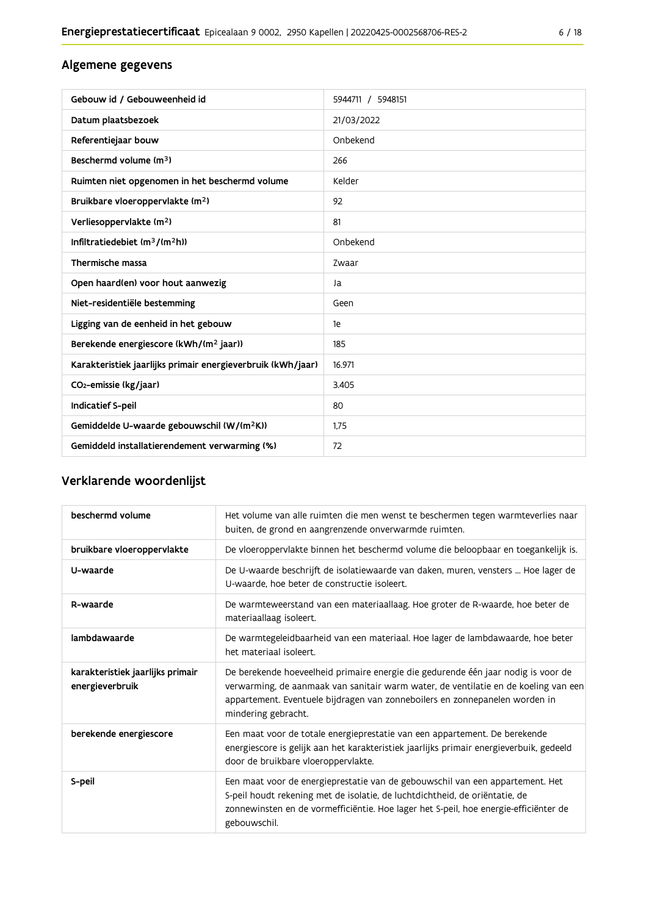## Algemene gegevens

| Gebouw id / Gebouweenheid id | 5944711 / 5948151 |
| --- | --- |
| Datum plaatsbezoek | 21/03/2022 |
| Referentiejaar bouw | Onbekend |
| Beschermd volume ($m^3$) | 266 |
| Ruimten niet opgenomen in het beschermd volume | Kelder |
| Bruikbare vloeroppervlakte ($m^2$) | 92 |
| Verliesoppervlakte ($m^2$) | 81 |
| Infiltratiedebiet ($m^3/(m^2h)$) | Onbekend |
| Thermische massa | Zwaar |
| Open haard(en) voor hout aanwezig | Ja |
| Niet-residentiële bestemming | Geen |
| Ligging van de eenheid in het gebouw | 1e |
| Berekende energiescore (kWh/($m^2$ jaar)) | 185 |
| Karakteristiek jaarlijks primair energieverbruik (kWh/jaar) | 16.971 |
| $CO_2$-emissie (kg/jaar) | 3.405 |
| Indicatief S-peil | 80 |
| Gemiddelde U-waarde gebouwschil (W/($m^2$K)) | 1,75 |
| Gemiddeld installatierendement verwarming (%) | 72 |

## Verklarende woordenlijst

| beschermd volume | Het volume van alle ruimten die men wenst te beschermen tegen warmteverlies naar buiten, de grond en aangrenzende onverwarmde ruimten. |
| --- | --- |
| bruikbare vloeroppervlakte | De vloeroppervlakte binnen het beschermd volume die beloopbaar en toegankelijk is. |
| U-waarde | De U-waarde beschrijft de isolatiewaarde van daken, muren, vensters ... Hoe lager de U-waarde, hoe beter de constructie isoleert. |
| R-waarde | De warmteweerstand van een materiaallaag. Hoe groter de R-waarde, hoe beter de materiaallaag isoleert. |
| lambdawaarde | De warmtegeleidbaarheid van een materiaal. Hoe lager de lambdawaarde, hoe beter het materiaal isoleert. |
| karakteristiek jaarlijks primair energieverbruik | De berekende hoeveelheid primaire energie die gedurende één jaar nodig is voor de verwarming, de aanmaak van sanitair warm water, de ventilatie en de koeling van een appartement. Eventuele bijdragen van zonneboilers en zonnepanelen worden in mindering gebracht. |
| berekende energiescore | Een maat voor de totale energieprestatie van een appartement. De berekende energiescore is gelijk aan het karakteristiek jaarlijks primair energieverbuik, gedeeld door de bruikbare vloeroppervlakte. |
| S-peil | Een maat voor de energieprestatie van de gebouwschil van een appartement. Het S-peil houdt rekening met de isolatie, de luchtdichtheid, de oriëntatie, de zonnewinsten en de vormefficiëntie. Hoe lager het S-peil, hoe energie-efficiënter de gebouwschil. |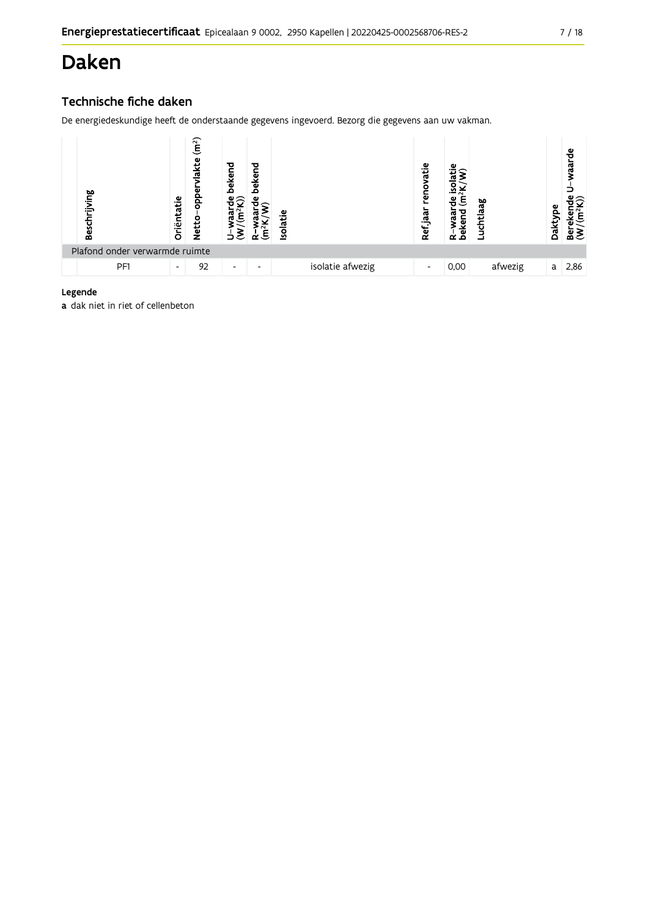# Daken

## Technische fiche daken

De energiedeskundige heeft de onderstaande gegevens ingevoerd. Bezorg die gegevens aan uw vakman.

| Beschrijving | Oriëntatie | Netto-oppervlakte ($m^2$) | U-waarde bekend ($W/(m^2K)$) | R-waarde bekend ($m^2K/W$) | Isolatie | Ref.jaar renovatie | R-waarde isolatie bekend ($m^2K/W$) | Luchtlaag | Daktype | Berekende U-waarde ($W/(m^2K)$) |
|---|---|---|---|---|---|---|---|---|---|---|
| Plafond onder verwarmde ruimte | | | | | | | | | | |
| PF1 | - | 92 | - | - | isolatie afwezig | - | 0,00 | afwezig | a | 2,86 |

**Legende**

**a** dak niet in riet of cellenbeton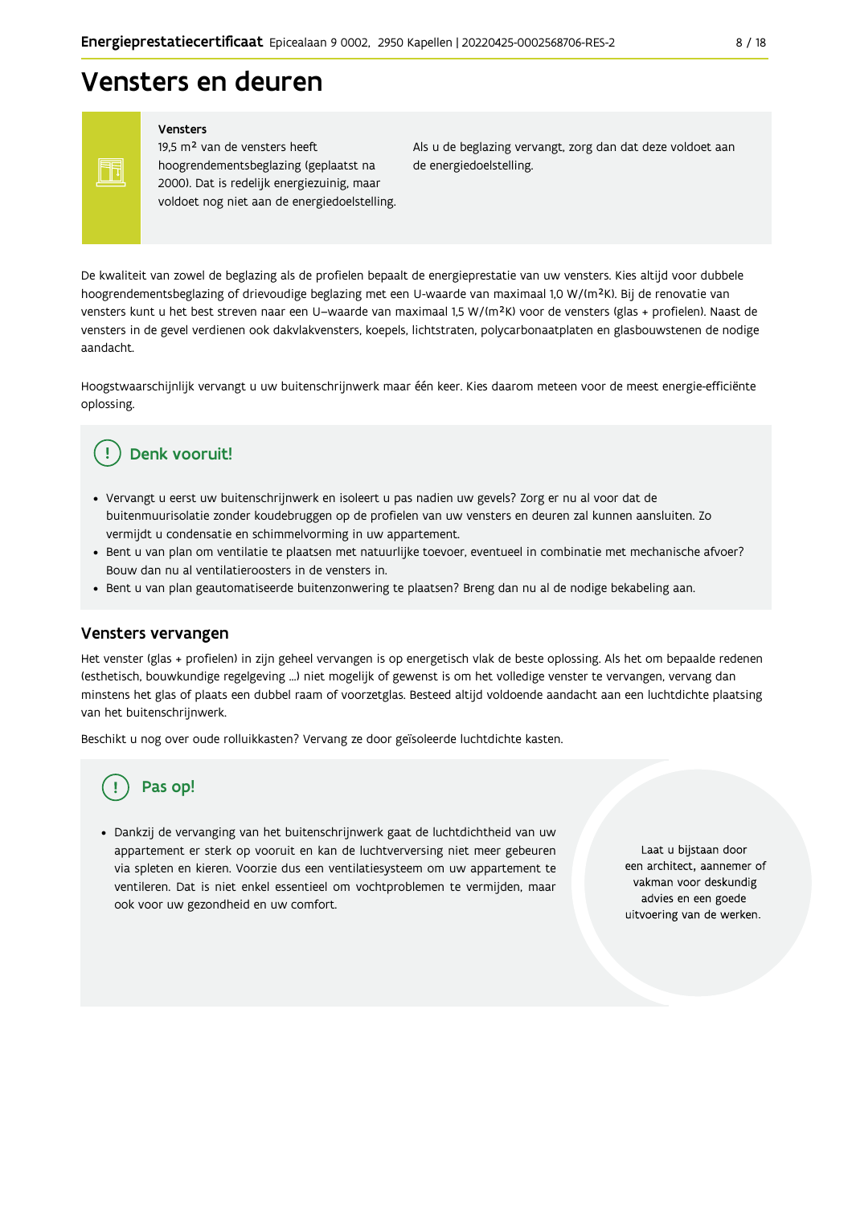# Vensters en deuren

**Vensters**

19,5 m² van de vensters heeft hoogrendementsbeglazing (geplaatst na 2000). Dat is redelijk energiezuinig, maar voldoet nog niet aan de energiedoelstelling.

Als u de beglazing vervangt, zorg dan dat deze voldoet aan de energiedoelstelling.

De kwaliteit van zowel de beglazing als de profielen bepaalt de energieprestatie van uw vensters. Kies altijd voor dubbele hoogrendementsbeglazing of drievoudige beglazing met een U-waarde van maximaal 1,0 W/(m²K). Bij de renovatie van vensters kunt u het best streven naar een U–waarde van maximaal 1,5 W/(m²K) voor de vensters (glas + profielen). Naast de vensters in de gevel verdienen ook dakvlakvensters, koepels, lichtstraten, polycarbonaatplaten en glasbouwstenen de nodige aandacht.

Hoogstwaarschijnlijk vervangt u uw buitenschrijnwerk maar één keer. Kies daarom meteen voor de meest energie-efficiënte oplossing.

## Denk vooruit!

- Vervangt u eerst uw buitenschrijnwerk en isoleert u pas nadien uw gevels? Zorg er nu al voor dat de buitenmuurisolatie zonder koudebruggen op de profielen van uw vensters en deuren zal kunnen aansluiten. Zo vermijdt u condensatie en schimmelvorming in uw appartement.
- Bent u van plan om ventilatie te plaatsen met natuurlijke toevoer, eventueel in combinatie met mechanische afvoer? Bouw dan nu al ventilatieroosters in de vensters in.
- Bent u van plan geautomatiseerde buitenzonwering te plaatsen? Breng dan nu al de nodige bekabeling aan.

## Vensters vervangen

Het venster (glas + profielen) in zijn geheel vervangen is op energetisch vlak de beste oplossing. Als het om bepaalde redenen (esthetisch, bouwkundige regelgeving ...) niet mogelijk of gewenst is om het volledige venster te vervangen, vervang dan minstens het glas of plaats een dubbel raam of voorzetglas. Besteed altijd voldoende aandacht aan een luchtdichte plaatsing van het buitenschrijnwerk.

Beschikt u nog over oude rolluikkasten? Vervang ze door geïsoleerde luchtdichte kasten.

## Pas op!

- Dankzij de vervanging van het buitenschrijnwerk gaat de luchtdichtheid van uw appartement er sterk op vooruit en kan de luchtverversing niet meer gebeuren via spleten en kieren. Voorzie dus een ventilatiesysteem om uw appartement te ventileren. Dat is niet enkel essentieel om vochtproblemen te vermijden, maar ook voor uw gezondheid en uw comfort.

Laat u bijstaan door een architect, aannemer of vakman voor deskundig advies en een goede uitvoering van de werken.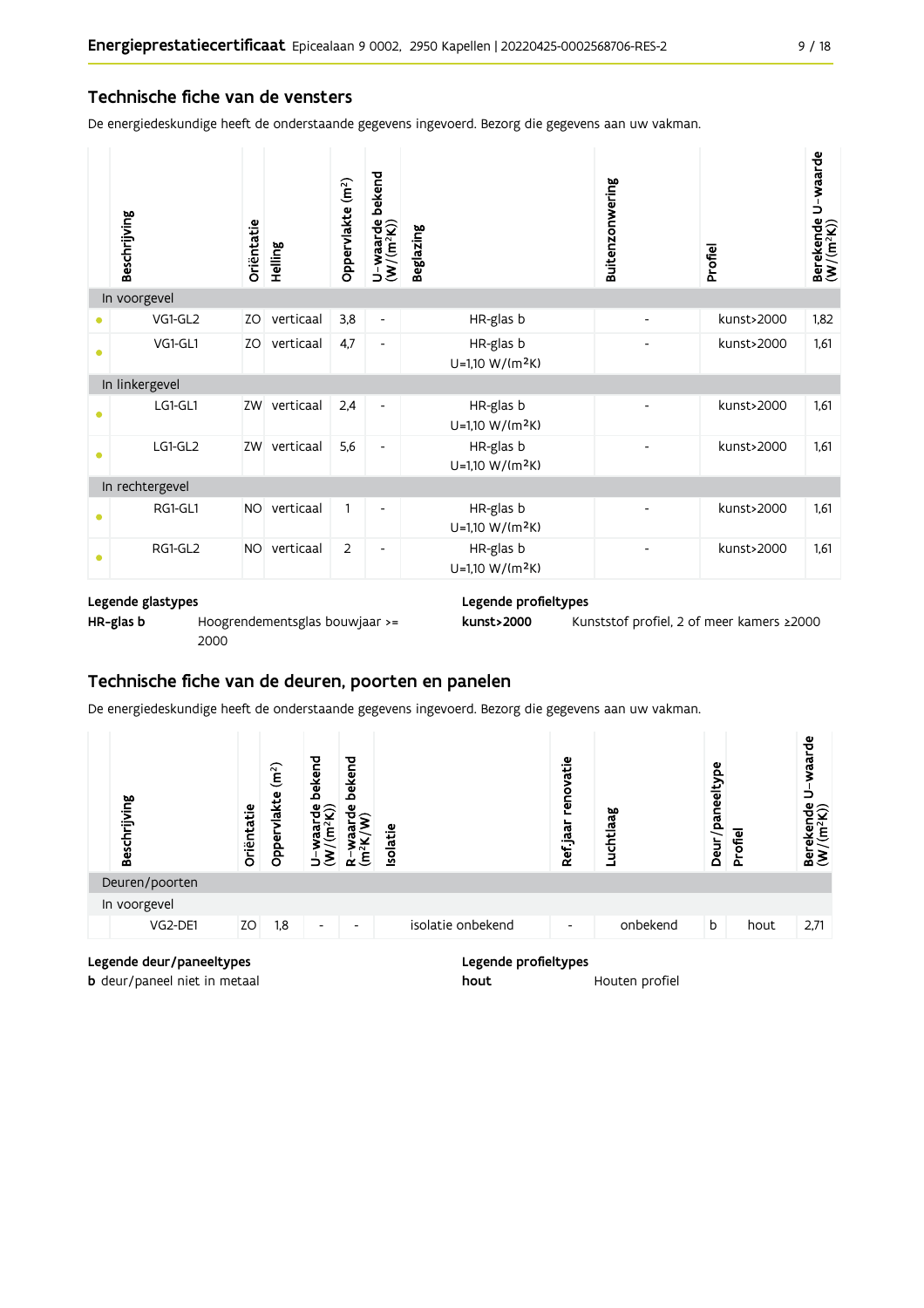## Technische fiche van de vensters

De energiedeskundige heeft de onderstaande gegevens ingevoerd. Bezorg die gegevens aan uw vakman.

| | Beschrijving | Oriëntatie | Helling | Oppervlakte (m²) | U-waarde bekend (W/(m²K)) | Beglazing | Buitenzonwering | Profiel | Berekende U-waarde (W/(m²K)) |
|---|---|---|---|---|---|---|---|---|---|
| In voorgevel | | | | | | | | | |
| • | VG1-GL2 | ZO | verticaal | 3,8 | - | HR-glas b | - | kunst>2000 | 1,82 |
| • | VG1-GL1 | ZO | verticaal | 4,7 | - | HR-glas b U=1,10 W/(m²K) | - | kunst>2000 | 1,61 |
| In linkergevel | | | | | | | | | |
| • | LG1-GL1 | ZW | verticaal | 2,4 | - | HR-glas b U=1,10 W/(m²K) | - | kunst>2000 | 1,61 |
| • | LG1-GL2 | ZW | verticaal | 5,6 | - | HR-glas b U=1,10 W/(m²K) | - | kunst>2000 | 1,61 |
| In rechtergevel | | | | | | | | | |
| • | RG1-GL1 | NO | verticaal | 1 | - | HR-glas b U=1,10 W/(m²K) | - | kunst>2000 | 1,61 |
| • | RG1-GL2 | NO | verticaal | 2 | - | HR-glas b U=1,10 W/(m²K) | - | kunst>2000 | 1,61 |

**Legende glastypes**

**HR-glas b** Hoogrendementsglas bouwjaar >= 2000

**Legende profieltypes**

**kunst>2000** Kunststof profiel, 2 of meer kamers ≥2000

## Technische fiche van de deuren, poorten en panelen

De energiedeskundige heeft de onderstaande gegevens ingevoerd. Bezorg die gegevens aan uw vakman.

| | Beschrijving | Oriëntatie | Oppervlakte (m²) | U-waarde bekend (W/(m²K)) | R-waarde bekend (m²K/W) | Isolatie | Ref.jaar renovatie | Luchtlaag | Deur/paneeltype | Profiel | Berekende U-waarde (W/(m²K)) |
|---|---|---|---|---|---|---|---|---|---|---|---|
| Deuren/poorten | | | | | | | | | | | |
| In voorgevel | | | | | | | | | | | |
| | VG2-DE1 | ZO | 1,8 | - | - | isolatie onbekend | - | onbekend | b | hout | 2,71 |

**Legende deur/paneeltypes**

**b** deur/paneel niet in metaal

**Legende profieltypes**

**hout** Houten profiel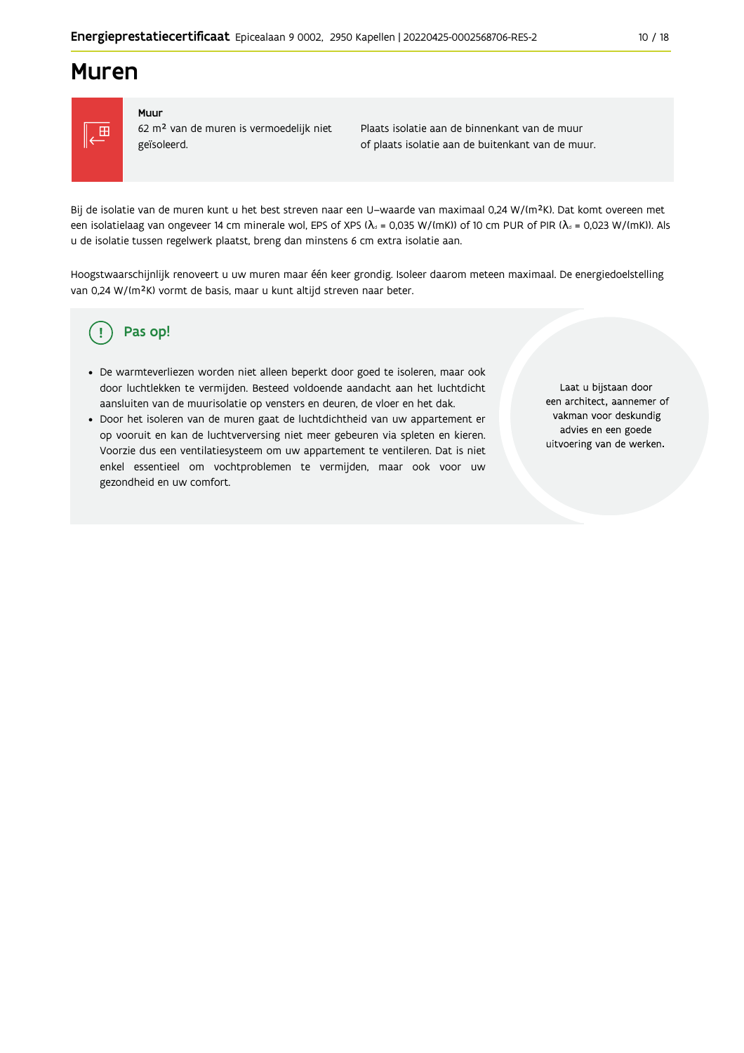# Muren

**Muur**

62 m² van de muren is vermoedelijk niet geïsoleerd.

Plaats isolatie aan de binnenkant van de muur of plaats isolatie aan de buitenkant van de muur.

Bij de isolatie van de muren kunt u het best streven naar een U-waarde van maximaal 0,24 W/(m²K). Dat komt overeen met een isolatielaag van ongeveer 14 cm minerale wol, EPS of XPS ($\lambda_d$ = 0,035 W/(mK)) of 10 cm PUR of PIR ($\lambda_d$ = 0,023 W/(mK)). Als u de isolatie tussen regelwerk plaatst, breng dan minstens 6 cm extra isolatie aan.

Hoogstwaarschijnlijk renoveert u uw muren maar één keer grondig. Isoleer daarom meteen maximaal. De energiedoelstelling van 0,24 W/(m²K) vormt de basis, maar u kunt altijd streven naar beter.

## Pas op!

- De warmteverliezen worden niet alleen beperkt door goed te isoleren, maar ook door luchtlekken te vermijden. Besteed voldoende aandacht aan het luchtdicht aansluiten van de muurisolatie op vensters en deuren, de vloer en het dak.
- Door het isoleren van de muren gaat de luchtdichtheid van uw appartement er op vooruit en kan de luchtverversing niet meer gebeuren via spleten en kieren. Voorzie dus een ventilatiesysteem om uw appartement te ventileren. Dat is niet enkel essentieel om vochtproblemen te vermijden, maar ook voor uw gezondheid en uw comfort.

Laat u bijstaan door een architect, aannemer of vakman voor deskundig advies en een goede uitvoering van de werken.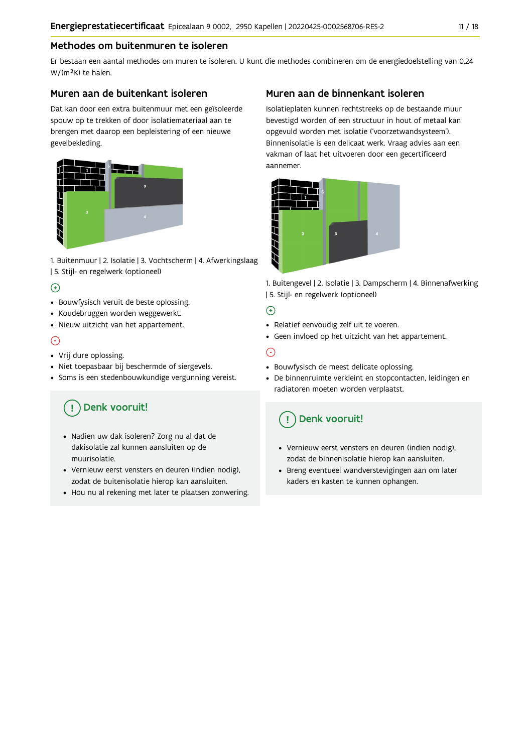## Methodes om buitenmuren te isoleren

Er bestaan een aantal methodes om muren te isoleren. U kunt die methodes combineren om de energiedoelstelling van 0,24 W/(m²K) te halen.

### Muren aan de buitenkant isoleren

Dat kan door een extra buitenmuur met een geïsoleerde spouw op te trekken of door isolatiemateriaal aan te brengen met daarop een bepleistering of een nieuwe gevelbekleding.

1. Buitenmuur | 2. Isolatie | 3. Vochtscherm | 4. Afwerkingslaag | 5. Stijl- en regelwerk (optioneel)

(+)

- Bouwfysisch veruit de beste oplossing.
- Koudebruggen worden weggewerkt.
- Nieuw uitzicht van het appartement.

(-)

- Vrij dure oplossing.
- Niet toepasbaar bij beschermde of siergevels.
- Soms is een stedenbouwkundige vergunning vereist.

#### Denk vooruit!

- Nadien uw dak isoleren? Zorg nu al dat de dakisolatie zal kunnen aansluiten op de muurisolatie.
- Vernieuw eerst vensters en deuren (indien nodig), zodat de buitenisolatie hierop kan aansluiten.
- Hou nu al rekening met later te plaatsen zonwering.

### Muren aan de binnenkant isoleren

Isolatieplaten kunnen rechtstreeks op de bestaande muur bevestigd worden of een structuur in hout of metaal kan opgevuld worden met isolatie ('voorzetwandsysteem'). Binnenisolatie is een delicaat werk. Vraag advies aan een vakman of laat het uitvoeren door een gecertificeerd aannemer.

1. Buitengevel | 2. Isolatie | 3. Dampscherm | 4. Binnenafwerking | 5. Stijl- en regelwerk (optioneel)

(+)

- Relatief eenvoudig zelf uit te voeren.
- Geen invloed op het uitzicht van het appartement.

(-)

- Bouwfysisch de meest delicate oplossing.
- De binnenruimte verkleint en stopcontacten, leidingen en radiatoren moeten worden verplaatst.

#### Denk vooruit!

- Vernieuw eerst vensters en deuren (indien nodig), zodat de binnenisolatie hierop kan aansluiten.
- Breng eventueel wandverstevigingen aan om later kaders en kasten te kunnen ophangen.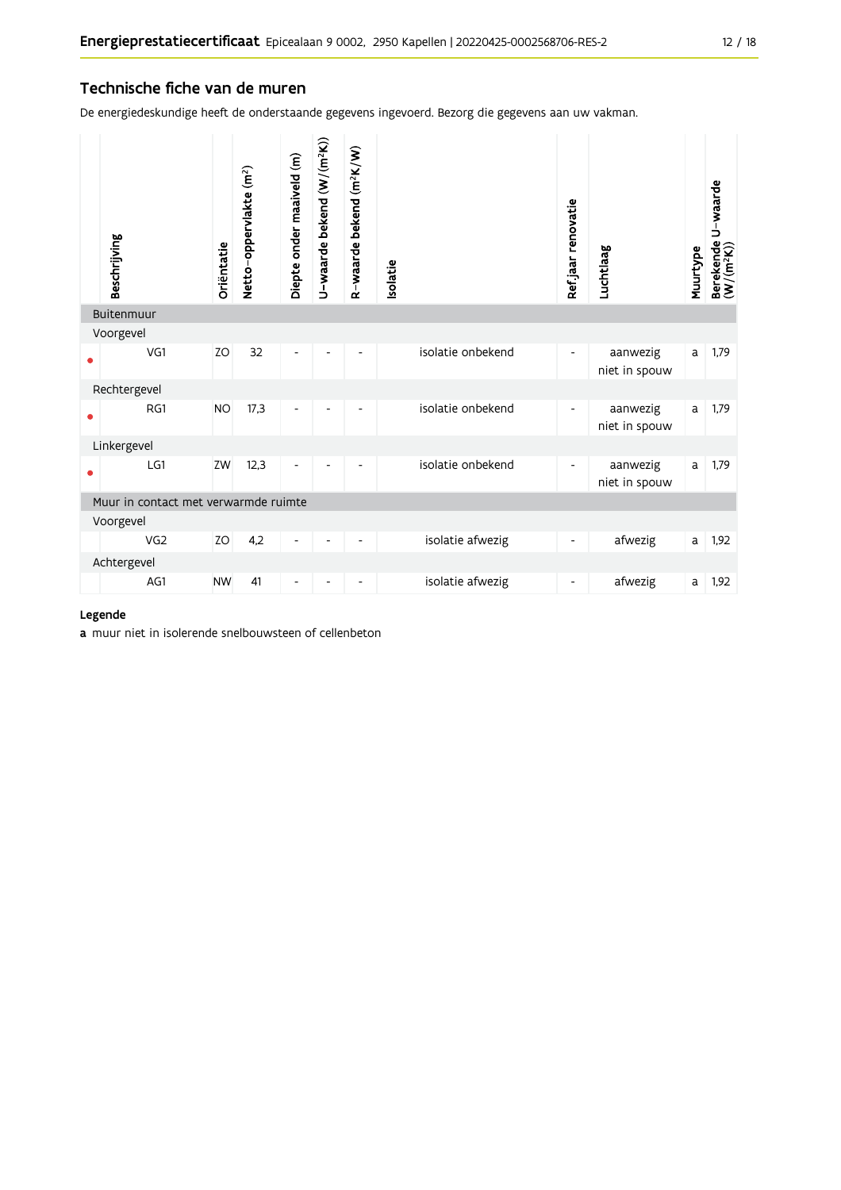## Technische fiche van de muren

De energiedeskundige heeft de onderstaande gegevens ingevoerd. Bezorg die gegevens aan uw vakman.

| | Beschrijving | Oriëntatie | Netto-oppervlakte ($m^2$) | Diepte onder maaiveld (m) | U-waarde bekend ($W/(m^2K)$) | R-waarde bekend ($m^2K/W$) | Isolatie | Ref.jaar renovatie | Luchtlaag | Muurtype | Berekende U-waarde ($W/(m^2K)$) |
|---|---|---|---|---|---|---|---|---|---|---|---|
| **Buitenmuur** | | | | | | | | | | | |
| Voorgevel | | | | | | | | | | | |
| • | VG1 | ZO | 32 | - | - | - | isolatie onbekend | - | aanwezig niet in spouw | a | 1,79 |
| Rechtergevel | | | | | | | | | | | |
| • | RG1 | NO | 17,3 | - | - | - | isolatie onbekend | - | aanwezig niet in spouw | a | 1,79 |
| Linkergevel | | | | | | | | | | | |
| • | LG1 | ZW | 12,3 | - | - | - | isolatie onbekend | - | aanwezig niet in spouw | a | 1,79 |
| **Muur in contact met verwarmde ruimte** | | | | | | | | | | | |
| Voorgevel | | | | | | | | | | | |
| | VG2 | ZO | 4,2 | - | - | - | isolatie afwezig | - | afwezig | a | 1,92 |
| Achtergevel | | | | | | | | | | | |
| | AG1 | NW | 41 | - | - | - | isolatie afwezig | - | afwezig | a | 1,92 |

**Legende**

**a** muur niet in isolerende snelbouwsteen of cellenbeton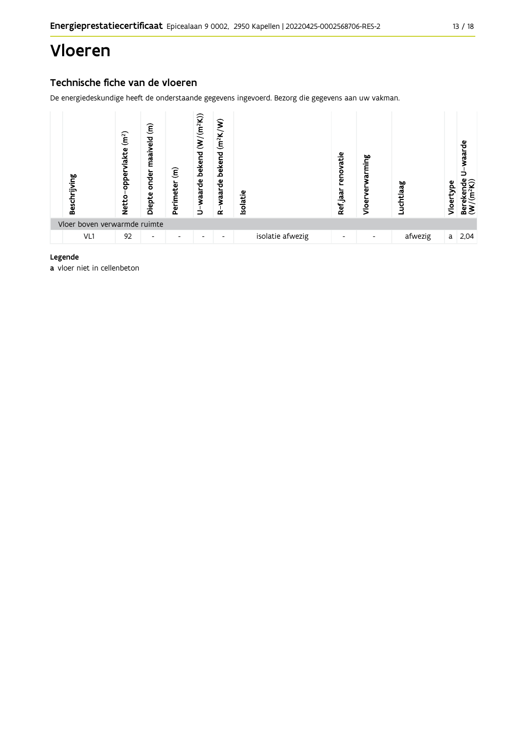# Vloeren

## Technische fiche van de vloeren

De energiedeskundige heeft de onderstaande gegevens ingevoerd. Bezorg die gegevens aan uw vakman.

| Beschrijving | Netto-oppervlakte ($m^2$) | Diepte onder maaiveld (m) | Perimeter (m) | U-waarde bekend ($W/(m^2K)$) | R-waarde bekend ($m^2K/W$) | Isolatie | Ref.jaar renovatie | Vloerverwarming | Luchtlaag | Vloertype | Berekende U-waarde ($W/(m^2K)$) |
|---|---|---|---|---|---|---|---|---|---|---|---|
| Vloer boven verwarmde ruimte | | | | | | | | | | | |
| VL1 | 92 | - | - | - | - | isolatie afwezig | - | - | afwezig | a | 2,04 |

**Legende**

**a** vloer niet in cellenbeton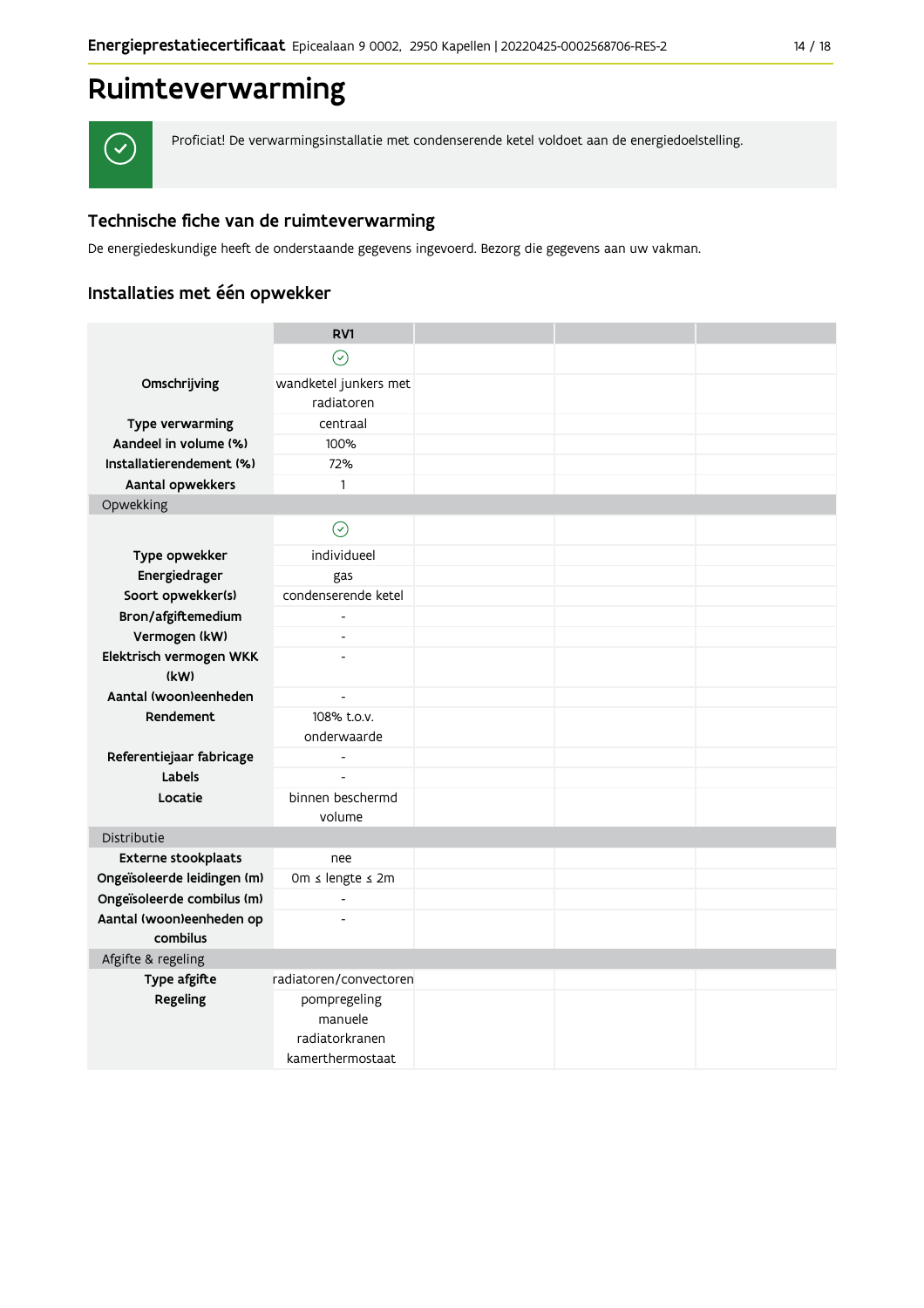# Ruimteverwarming

Proficiat! De verwarmingsinstallatie met condenserende ketel voldoet aan de energiedoelstelling.

## Technische fiche van de ruimteverwarming

De energiedeskundige heeft de onderstaande gegevens ingevoerd. Bezorg die gegevens aan uw vakman.

### Installaties met één opwekker

| | RV1 | | | |
|---|---|---|---|---|
| | ✓ | | | |
| **Omschrijving** | wandketel junkers met radiatoren | | | |
| **Type verwarming** | centraal | | | |
| **Aandeel in volume (%)** | 100% | | | |
| **Installatierendement (%)** | 72% | | | |
| **Aantal opwekkers** | 1 | | | |
| Opwekking | | | | |
| | ✓ | | | |
| **Type opwekker** | individueel | | | |
| **Energiedrager** | gas | | | |
| **Soort opwekker(s)** | condenserende ketel | | | |
| **Bron/afgiftemedium** | - | | | |
| **Vermogen (kW)** | - | | | |
| **Elektrisch vermogen WKK (kW)** | - | | | |
| **Aantal (woon)eenheden** | - | | | |
| **Rendement** | 108% t.o.v. onderwaarde | | | |
| **Referentiejaar fabricage** | - | | | |
| **Labels** | - | | | |
| **Locatie** | binnen beschermd volume | | | |
| Distributie | | | | |
| **Externe stookplaats** | nee | | | |
| **Ongeïsoleerde leidingen (m)** | 0m ≤ lengte ≤ 2m | | | |
| **Ongeïsoleerde combilus (m)** | - | | | |
| **Aantal (woon)eenheden op combilus** | - | | | |
| Afgifte & regeling | | | | |
| **Type afgifte** | radiatoren/convectoren | | | |
| **Regeling** | pompregeling<br>manuele radiatorkranen<br>kamerthermostaat | | | |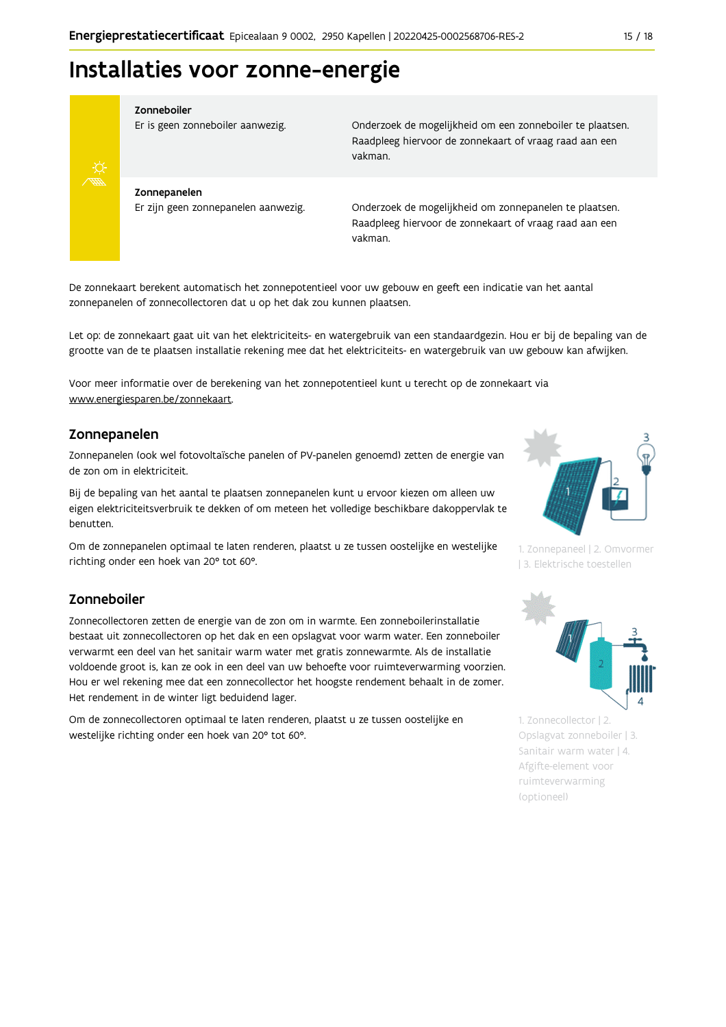# Installaties voor zonne-energie

| | |
|---|---|
| **Zonneboiler**<br>Er is geen zonneboiler aanwezig. | Onderzoek de mogelijkheid om een zonneboiler te plaatsen. Raadpleeg hiervoor de zonnekaart of vraag raad aan een vakman. |
| **Zonnepanelen**<br>Er zijn geen zonnepanelen aanwezig. | Onderzoek de mogelijkheid om zonnepanelen te plaatsen. Raadpleeg hiervoor de zonnekaart of vraag raad aan een vakman. |

De zonnekaart berekent automatisch het zonnepotentieel voor uw gebouw en geeft een indicatie van het aantal zonnepanelen of zonnecollectoren dat u op het dak zou kunnen plaatsen.

Let op: de zonnekaart gaat uit van het elektriciteits- en watergebruik van een standaardgezin. Hou er bij de bepaling van de grootte van de te plaatsen installatie rekening mee dat het elektriciteits- en watergebruik van uw gebouw kan afwijken.

Voor meer informatie over de berekening van het zonnepotentieel kunt u terecht op de zonnekaart via www.energiesparen.be/zonnekaart.

## Zonnepanelen

Zonnepanelen (ook wel fotovoltaïsche panelen of PV-panelen genoemd) zetten de energie van de zon om in elektriciteit.

Bij de bepaling van het aantal te plaatsen zonnepanelen kunt u ervoor kiezen om alleen uw eigen elektriciteitsverbruik te dekken of om meteen het volledige beschikbare dakoppervlak te benutten.

Om de zonnepanelen optimaal te laten renderen, plaatst u ze tussen oostelijke en westelijke richting onder een hoek van 20° tot 60°.

1. Zonnepaneel | 2. Omvormer | 3. Elektrische toestellen

## Zonneboiler

Zonnecollectoren zetten de energie van de zon om in warmte. Een zonneboilerinstallatie bestaat uit zonnecollectoren op het dak en een opslagvat voor warm water. Een zonneboiler verwarmt een deel van het sanitair warm water met gratis zonnewarmte. Als de installatie voldoende groot is, kan ze ook in een deel van uw behoefte voor ruimteverwarming voorzien. Hou er wel rekening mee dat een zonnecollector het hoogste rendement behaalt in de zomer. Het rendement in de winter ligt beduidend lager.

Om de zonnecollectoren optimaal te laten renderen, plaatst u ze tussen oostelijke en westelijke richting onder een hoek van 20° tot 60°.

1. Zonnecollector | 2. Opslagvat zonneboiler | 3. Sanitair warm water | 4. Afgifte-element voor ruimteverwarming (optioneel)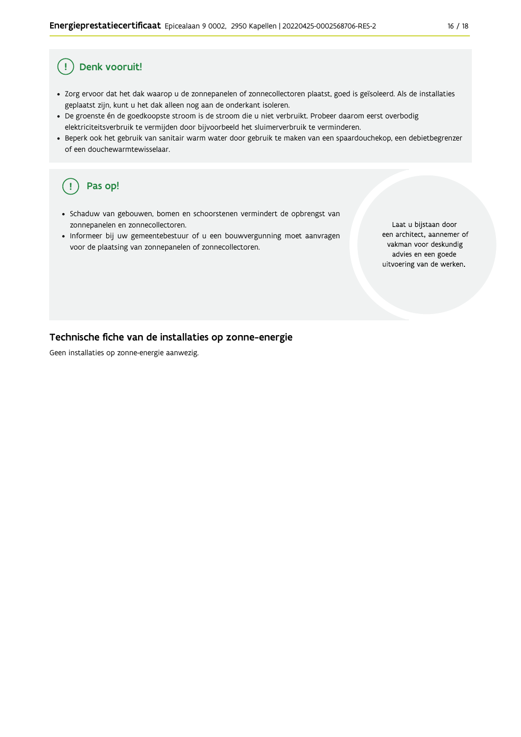## Denk vooruit!

- Zorg ervoor dat het dak waarop u de zonnepanelen of zonnecollectoren plaatst, goed is geïsoleerd. Als de installaties geplaatst zijn, kunt u het dak alleen nog aan de onderkant isoleren.
- De groenste én de goedkoopste stroom is de stroom die u niet verbruikt. Probeer daarom eerst overbodig elektriciteitsverbruik te vermijden door bijvoorbeeld het sluimerverbruik te verminderen.
- Beperk ook het gebruik van sanitair warm water door gebruik te maken van een spaardouchekop, een debietbegrenzer of een douchewarmtewisselaar.

## Pas op!

- Schaduw van gebouwen, bomen en schoorstenen vermindert de opbrengst van zonnepanelen en zonnecollectoren.
- Informeer bij uw gemeentebestuur of u een bouwvergunning moet aanvragen voor de plaatsing van zonnepanelen of zonnecollectoren.

Laat u bijstaan door een architect, aannemer of vakman voor deskundig advies en een goede uitvoering van de werken.

## Technische fiche van de installaties op zonne-energie

Geen installaties op zonne-energie aanwezig.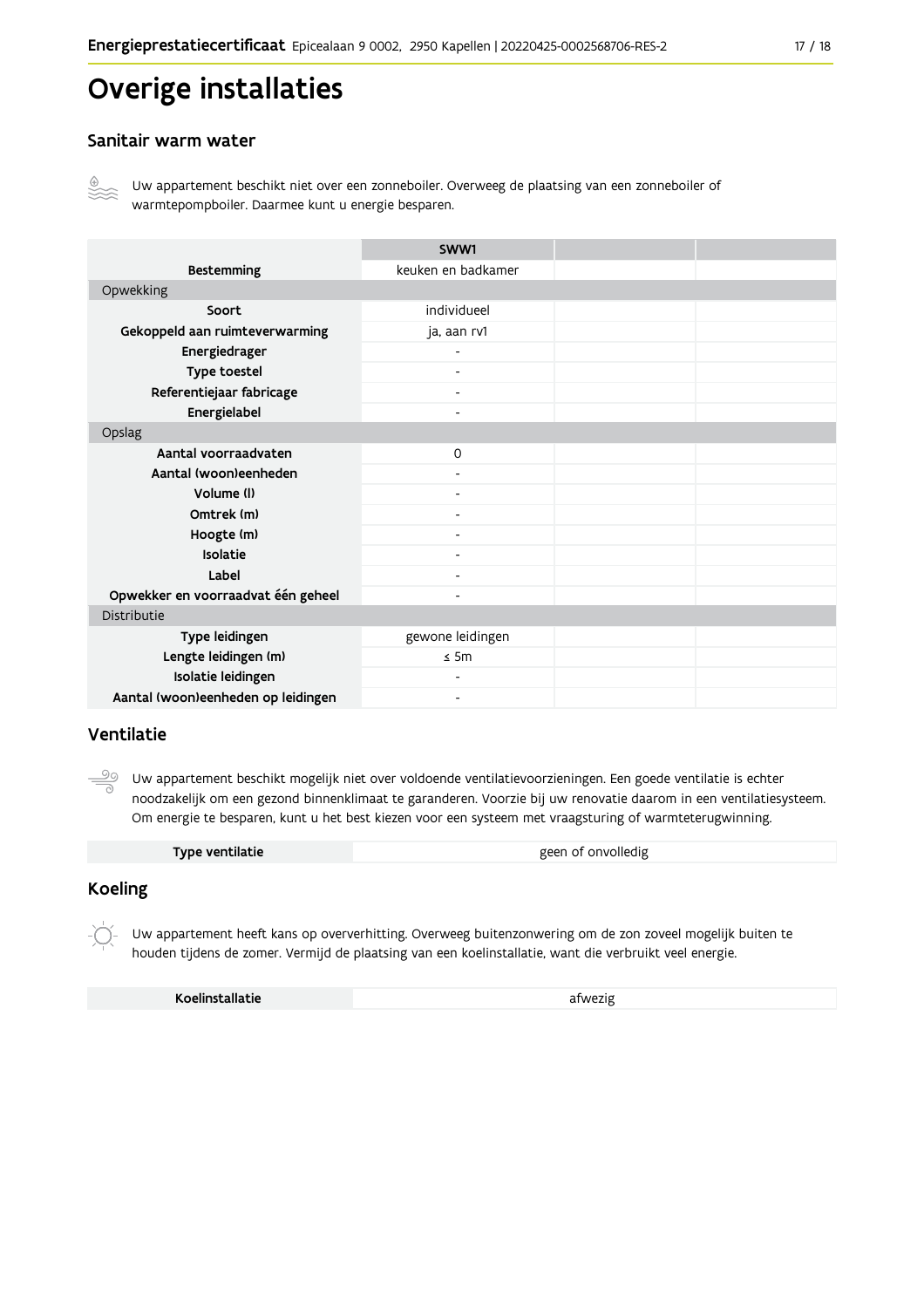# Overige installaties

## Sanitair warm water

Uw appartement beschikt niet over een zonneboiler. Overweeg de plaatsing van een zonneboiler of warmtepompboiler. Daarmee kunt u energie besparen.

| | SWW1 | | |
|---|---|---|---|
| **Bestemming** | keuken en badkamer | | |
| Opwekking | | | |
| **Soort** | individueel | | |
| **Gekoppeld aan ruimteverwarming** | ja, aan rv1 | | |
| **Energiedrager** | - | | |
| **Type toestel** | - | | |
| **Referentiejaar fabricage** | - | | |
| **Energielabel** | - | | |
| Opslag | | | |
| **Aantal voorraadvaten** | 0 | | |
| **Aantal (woon)eenheden** | - | | |
| **Volume (l)** | - | | |
| **Omtrek (m)** | - | | |
| **Hoogte (m)** | - | | |
| **Isolatie** | - | | |
| **Label** | - | | |
| **Opwekker en voorraadvat één geheel** | - | | |
| Distributie | | | |
| **Type leidingen** | gewone leidingen | | |
| **Lengte leidingen (m)** | ≤ 5m | | |
| **Isolatie leidingen** | - | | |
| **Aantal (woon)eenheden op leidingen** | - | | |

## Ventilatie

Uw appartement beschikt mogelijk niet over voldoende ventilatievoorzieningen. Een goede ventilatie is echter noodzakelijk om een gezond binnenklimaat te garanderen. Voorzie bij uw renovatie daarom in een ventilatiesysteem. Om energie te besparen, kunt u het best kiezen voor een systeem met vraagsturing of warmteterugwinning.

| Type ventilatie | geen of onvolledig |
|---|---|

## Koeling

Uw appartement heeft kans op oververhitting. Overweeg buitenzonwering om de zon zoveel mogelijk buiten te houden tijdens de zomer. Vermijd de plaatsing van een koelinstallatie, want die verbruikt veel energie.

| Koelinstallatie | afwezig |
|---|---|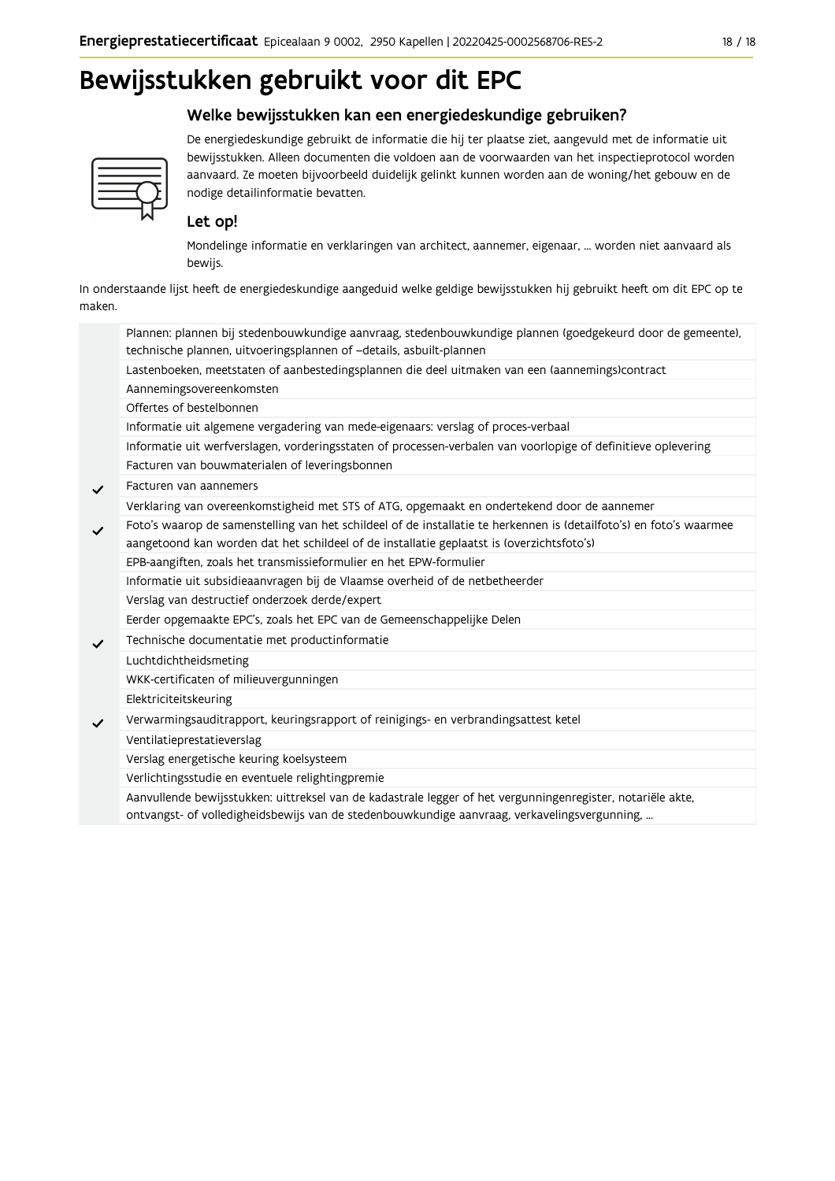# Bewijsstukken gebruikt voor dit EPC

## Welke bewijsstukken kan een energiedeskundige gebruiken?

De energiedeskundige gebruikt de informatie die hij ter plaatse ziet, aangevuld met de informatie uit bewijsstukken. Alleen documenten die voldoen aan de voorwaarden van het inspectieprotocol worden aanvaard. Ze moeten bijvoorbeeld duidelijk gelinkt kunnen worden aan de woning/het gebouw en de nodige detailinformatie bevatten.

### Let op!

Mondelinge informatie en verklaringen van architect, aannemer, eigenaar, … worden niet aanvaard als bewijs.

In onderstaande lijst heeft de energiedeskundige aangeduid welke geldige bewijsstukken hij gebruikt heeft om dit EPC op te maken.

| | |
|---|---|
| | Plannen: plannen bij stedenbouwkundige aanvraag, stedenbouwkundige plannen (goedgekeurd door de gemeente), technische plannen, uitvoeringsplannen of –details, asbuilt-plannen |
| | Lastenboeken, meetstaten of aanbestedingsplannen die deel uitmaken van een (aannemings)contract |
| | Aannemingsovereenkomsten |
| | Offertes of bestelbonnen |
| | Informatie uit algemene vergadering van mede-eigenaars: verslag of proces-verbaal |
| | Informatie uit werfverslagen, vorderingsstaten of processen-verbalen van voorlopige of definitieve oplevering |
| | Facturen van bouwmaterialen of leveringsbonnen |
| ✓ | Facturen van aannemers |
| | Verklaring van overeenkomstigheid met STS of ATG, opgemaakt en ondertekend door de aannemer |
| ✓ | Foto's waarop de samenstelling van het schildeel of de installatie te herkennen is (detailfoto's) en foto's waarmee aangetoond kan worden dat het schildeel of de installatie geplaatst is (overzichtsfoto's) |
| | EPB-aangiften, zoals het transmissieformulier en het EPW-formulier |
| | Informatie uit subsidieaanvragen bij de Vlaamse overheid of de netbetheerder |
| | Verslag van destructief onderzoek derde/expert |
| | Eerder opgemaakte EPC's, zoals het EPC van de Gemeenschappelijke Delen |
| ✓ | Technische documentatie met productinformatie |
| | Luchtdichtheidsmeting |
| | WKK-certificaten of milieuvergunningen |
| | Elektriciteitskeuring |
| ✓ | Verwarmingsauditrapport, keuringsrapport of reinigings- en verbrandingsattest ketel |
| | Ventilatieprestatieverslag |
| | Verslag energetische keuring koelsysteem |
| | Verlichtingsstudie en eventuele relightingpremie |
| | Aanvullende bewijsstukken: uittreksel van de kadastrale legger of het vergunningenregister, notariële akte, ontvangst- of volledigheidsbewijs van de stedenbouwkundige aanvraag, verkavelingsvergunning, … |